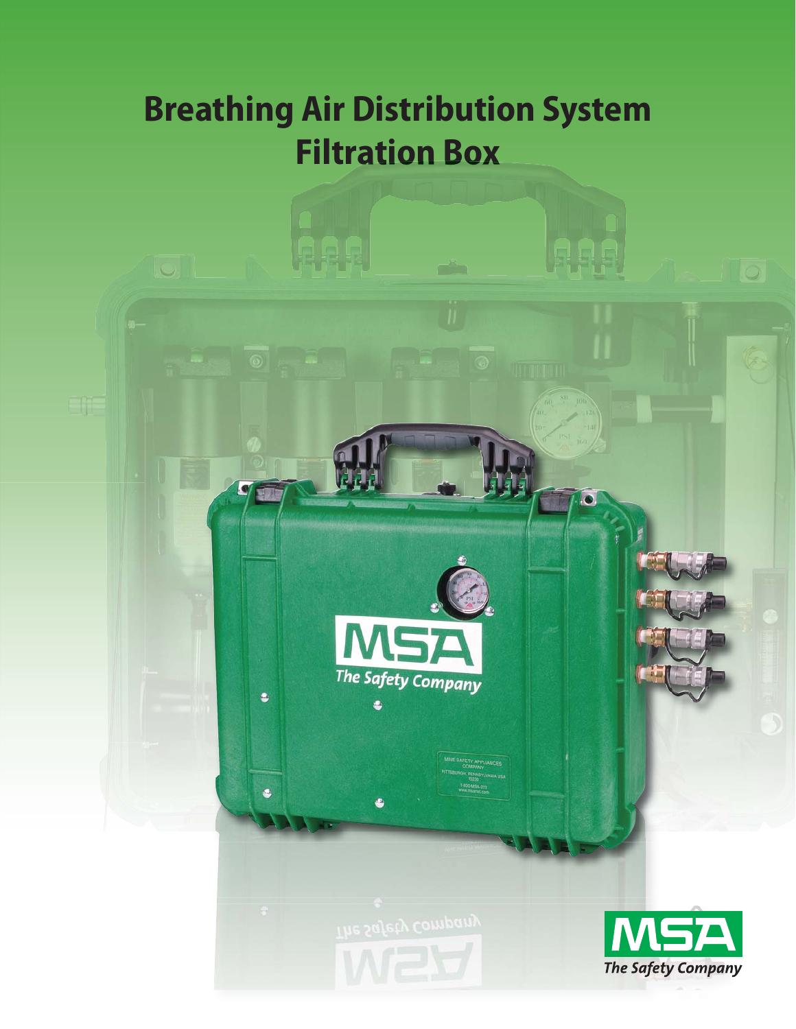# Breathing Air Distribution System Filtration Box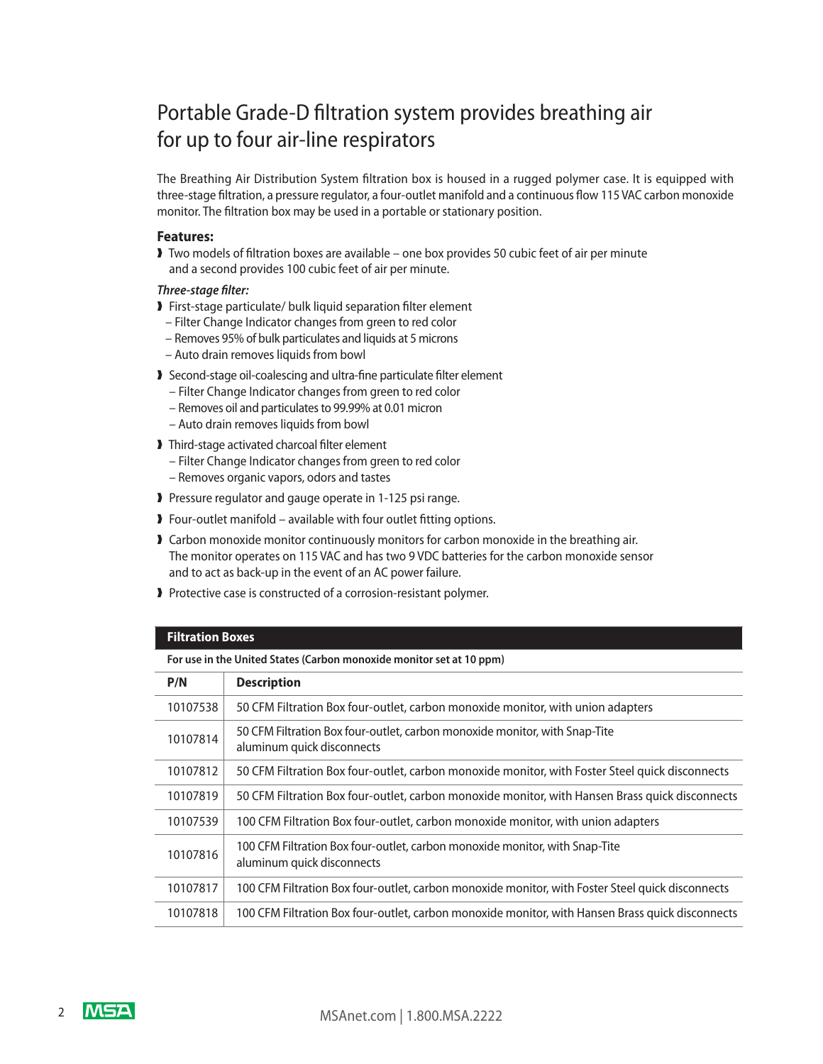# Portable Grade-D filtration system provides breathing air for up to four air-line respirators

The Breathing Air Distribution System filtration box is housed in a rugged polymer case. It is equipped with three-stage filtration, a pressure regulator, a four-outlet manifold and a continuous flow 115 VAC carbon monoxide monitor. The filtration box may be used in a portable or stationary position.

**Features:**

- Two models of filtration boxes are available – one box provides 50 cubic feet of air per minute and a second provides 100 cubic feet of air per minute.

***Three-stage filter:***

- First-stage particulate/ bulk liquid separation filter element
  - Filter Change Indicator changes from green to red color
  - Removes 95% of bulk particulates and liquids at 5 microns
  - Auto drain removes liquids from bowl
- Second-stage oil-coalescing and ultra-fine particulate filter element
  - Filter Change Indicator changes from green to red color
  - Removes oil and particulates to 99.99% at 0.01 micron
  - Auto drain removes liquids from bowl
- Third-stage activated charcoal filter element
  - Filter Change Indicator changes from green to red color
  - Removes organic vapors, odors and tastes
- Pressure regulator and gauge operate in 1-125 psi range.
- Four-outlet manifold – available with four outlet fitting options.
- Carbon monoxide monitor continuously monitors for carbon monoxide in the breathing air. The monitor operates on 115 VAC and has two 9 VDC batteries for the carbon monoxide sensor and to act as back-up in the event of an AC power failure.
- Protective case is constructed of a corrosion-resistant polymer.

**Filtration Boxes**

**For use in the United States (Carbon monoxide monitor set at 10 ppm)**

| P/N | Description |
|---|---|
| 10107538 | 50 CFM Filtration Box four-outlet, carbon monoxide monitor, with union adapters |
| 10107814 | 50 CFM Filtration Box four-outlet, carbon monoxide monitor, with Snap-Tite aluminum quick disconnects |
| 10107812 | 50 CFM Filtration Box four-outlet, carbon monoxide monitor, with Foster Steel quick disconnects |
| 10107819 | 50 CFM Filtration Box four-outlet, carbon monoxide monitor, with Hansen Brass quick disconnects |
| 10107539 | 100 CFM Filtration Box four-outlet, carbon monoxide monitor, with union adapters |
| 10107816 | 100 CFM Filtration Box four-outlet, carbon monoxide monitor, with Snap-Tite aluminum quick disconnects |
| 10107817 | 100 CFM Filtration Box four-outlet, carbon monoxide monitor, with Foster Steel quick disconnects |
| 10107818 | 100 CFM Filtration Box four-outlet, carbon monoxide monitor, with Hansen Brass quick disconnects |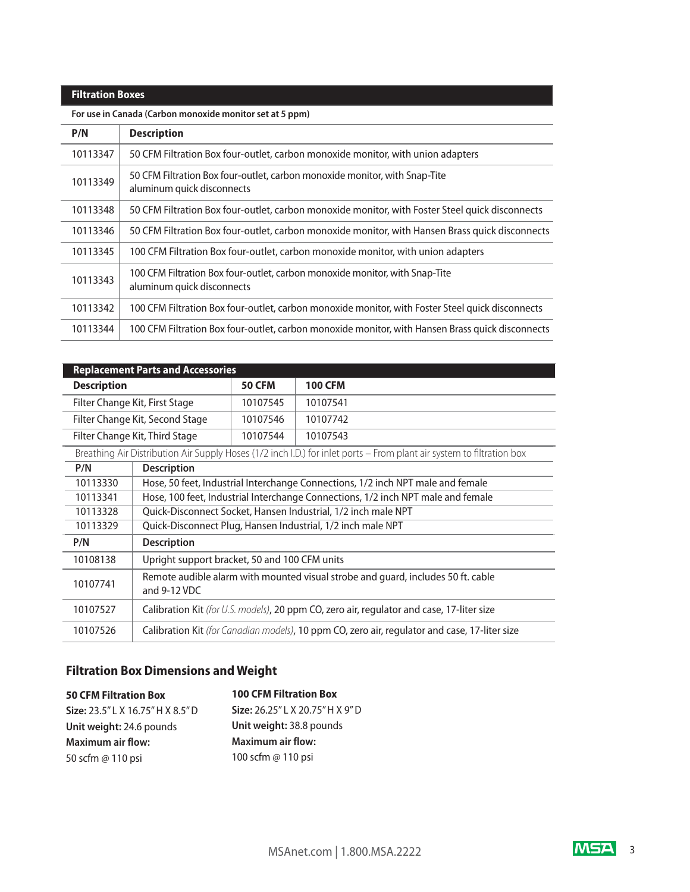## Filtration Boxes

**For use in Canada (Carbon monoxide monitor set at 5 ppm)**

| P/N | Description |
| --- | --- |
| 10113347 | 50 CFM Filtration Box four-outlet, carbon monoxide monitor, with union adapters |
| 10113349 | 50 CFM Filtration Box four-outlet, carbon monoxide monitor, with Snap-Tite aluminum quick disconnects |
| 10113348 | 50 CFM Filtration Box four-outlet, carbon monoxide monitor, with Foster Steel quick disconnects |
| 10113346 | 50 CFM Filtration Box four-outlet, carbon monoxide monitor, with Hansen Brass quick disconnects |
| 10113345 | 100 CFM Filtration Box four-outlet, carbon monoxide monitor, with union adapters |
| 10113343 | 100 CFM Filtration Box four-outlet, carbon monoxide monitor, with Snap-Tite aluminum quick disconnects |
| 10113342 | 100 CFM Filtration Box four-outlet, carbon monoxide monitor, with Foster Steel quick disconnects |
| 10113344 | 100 CFM Filtration Box four-outlet, carbon monoxide monitor, with Hansen Brass quick disconnects |

## Replacement Parts and Accessories

| Description | 50 CFM | 100 CFM |
| --- | --- | --- |
| Filter Change Kit, First Stage | 10107545 | 10107541 |
| Filter Change Kit, Second Stage | 10107546 | 10107742 |
| Filter Change Kit, Third Stage | 10107544 | 10107543 |

Breathing Air Distribution Air Supply Hoses (1/2 inch I.D.) for inlet ports – From plant air system to filtration box

| P/N | Description |
| --- | --- |
| 10113330 | Hose, 50 feet, Industrial Interchange Connections, 1/2 inch NPT male and female |
| 10113341 | Hose, 100 feet, Industrial Interchange Connections, 1/2 inch NPT male and female |
| 10113328 | Quick-Disconnect Socket, Hansen Industrial, 1/2 inch male NPT |
| 10113329 | Quick-Disconnect Plug, Hansen Industrial, 1/2 inch male NPT |

| P/N | Description |
| --- | --- |
| 10108138 | Upright support bracket, 50 and 100 CFM units |
| 10107741 | Remote audible alarm with mounted visual strobe and guard, includes 50 ft. cable and 9-12 VDC |
| 10107527 | Calibration Kit *(for U.S. models)*, 20 ppm CO, zero air, regulator and case, 17-liter size |
| 10107526 | Calibration Kit *(for Canadian models)*, 10 ppm CO, zero air, regulator and case, 17-liter size |

## Filtration Box Dimensions and Weight

**50 CFM Filtration Box**
**Size:** 23.5" L X 16.75" H X 8.5" D
**Unit weight:** 24.6 pounds
**Maximum air flow:**
50 scfm @ 110 psi

**100 CFM Filtration Box**
**Size:** 26.25" L X 20.75" H X 9" D
**Unit weight:** 38.8 pounds
**Maximum air flow:**
100 scfm @ 110 psi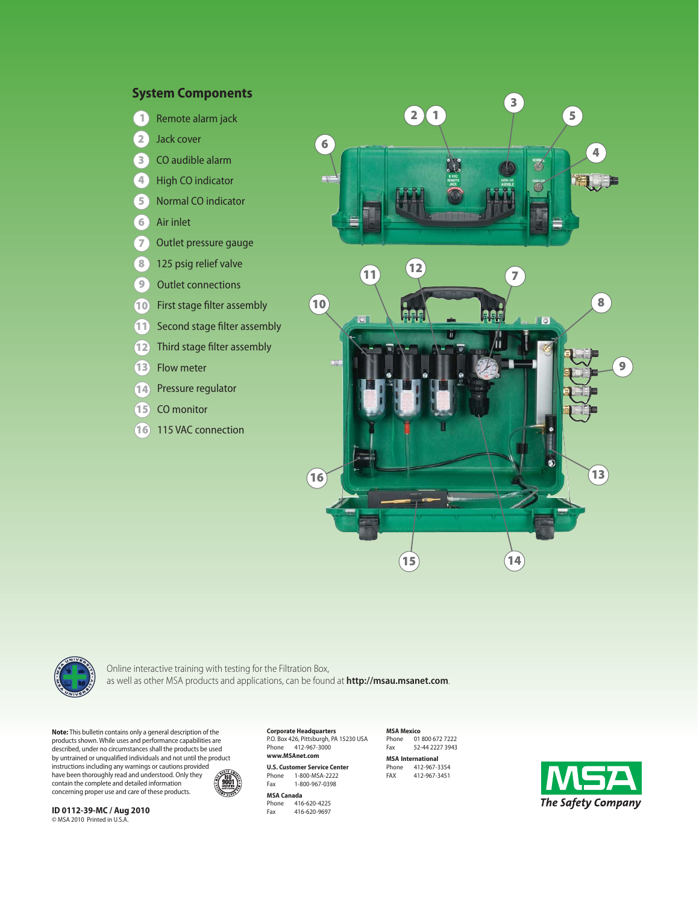## System Components

1. Remote alarm jack
2. Jack cover
3. CO audible alarm
4. High CO indicator
5. Normal CO indicator
6. Air inlet
7. Outlet pressure gauge
8. 125 psig relief valve
9. Outlet connections
10. First stage filter assembly
11. Second stage filter assembly
12. Third stage filter assembly
13. Flow meter
14. Pressure regulator
15. CO monitor
16. 115 VAC connection

Online interactive training with testing for the Filtration Box, as well as other MSA products and applications, can be found at **http://msau.msanet.com**.

**Note:** This bulletin contains only a general description of the products shown. While uses and performance capabilities are described, under no circumstances shall the products be used by untrained or unqualified individuals and not until the product instructions including any warnings or cautions provided have been thoroughly read and understood. Only they contain the complete and detailed information concerning proper use and care of these products.

**ID 0112-39-MC / Aug 2010**
© MSA 2010 Printed in U.S.A.

**Corporate Headquarters**
P.O. Box 426, Pittsburgh, PA 15230 USA
Phone 412-967-3000
**www.MSAnet.com**

**U.S. Customer Service Center**
Phone 1-800-MSA-2222
Fax 1-800-967-0398

**MSA Canada**
Phone 416-620-4225
Fax 416-620-9697

**MSA Mexico**
Phone 01 800 672 7222
Fax 52-44 2227 3943

**MSA International**
Phone 412-967-3354
FAX 412-967-3451

MSA *The Safety Company*